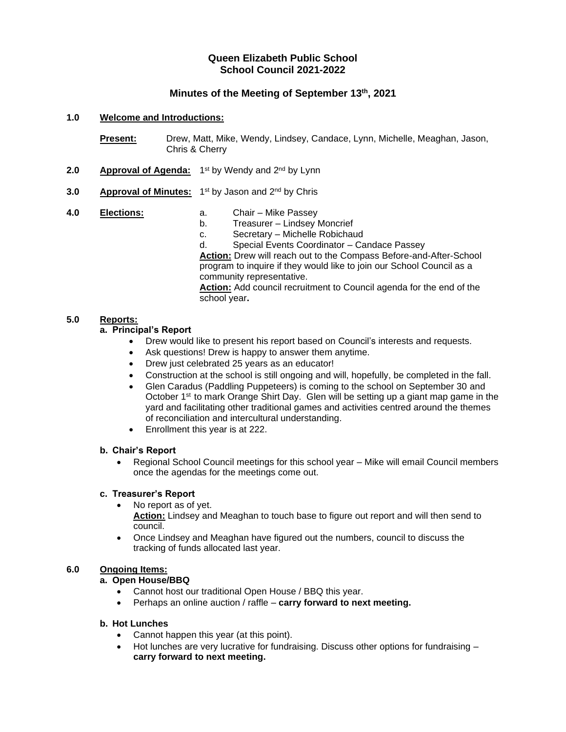# Queen Elizabeth Public School
## School Council 2021-2022

### Minutes of the Meeting of September 13th, 2021

**1.0 Welcome and Introductions:**

**Present:** Drew, Matt, Mike, Wendy, Lindsey, Candace, Lynn, Michelle, Meaghan, Jason, Chris & Cherry

**2.0 Approval of Agenda:** 1st by Wendy and 2nd by Lynn

**3.0 Approval of Minutes:** 1st by Jason and 2nd by Chris

**4.0 Elections:**

a. Chair – Mike Passey
b. Treasurer – Lindsey Moncrief
c. Secretary – Michelle Robichaud
d. Special Events Coordinator – Candace Passey

**Action:** Drew will reach out to the Compass Before-and-After-School program to inquire if they would like to join our School Council as a community representative.

**Action:** Add council recruitment to Council agenda for the end of the school year**.**

**5.0 Reports:**

**a. Principal's Report**

- Drew would like to present his report based on Council's interests and requests.
- Ask questions! Drew is happy to answer them anytime.
- Drew just celebrated 25 years as an educator!
- Construction at the school is still ongoing and will, hopefully, be completed in the fall.
- Glen Caradus (Paddling Puppeteers) is coming to the school on September 30 and October 1st to mark Orange Shirt Day. Glen will be setting up a giant map game in the yard and facilitating other traditional games and activities centred around the themes of reconciliation and intercultural understanding.
- Enrollment this year is at 222.

**b. Chair's Report**

- Regional School Council meetings for this school year – Mike will email Council members once the agendas for the meetings come out.

**c. Treasurer's Report**

- No report as of yet.
  **Action:** Lindsey and Meaghan to touch base to figure out report and will then send to council.
- Once Lindsey and Meaghan have figured out the numbers, council to discuss the tracking of funds allocated last year.

**6.0 Ongoing Items:**

**a. Open House/BBQ**

- Cannot host our traditional Open House / BBQ this year.
- Perhaps an online auction / raffle – **carry forward to next meeting.**

**b. Hot Lunches**

- Cannot happen this year (at this point).
- Hot lunches are very lucrative for fundraising. Discuss other options for fundraising – **carry forward to next meeting.**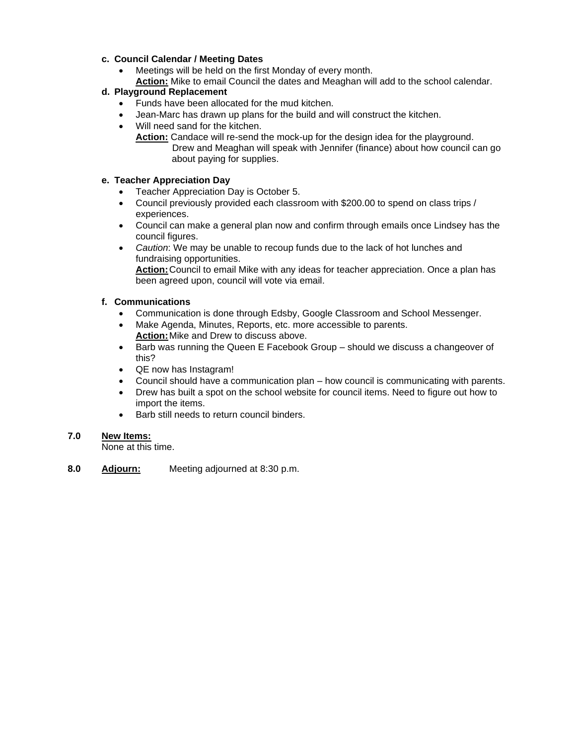**c. Council Calendar / Meeting Dates**

- Meetings will be held on the first Monday of every month.
  **Action:** Mike to email Council the dates and Meaghan will add to the school calendar.

**d. Playground Replacement**

- Funds have been allocated for the mud kitchen.
- Jean-Marc has drawn up plans for the build and will construct the kitchen.
- Will need sand for the kitchen.
  **Action:** Candace will re-send the mock-up for the design idea for the playground.
  Drew and Meaghan will speak with Jennifer (finance) about how council can go about paying for supplies.

**e. Teacher Appreciation Day**

- Teacher Appreciation Day is October 5.
- Council previously provided each classroom with $200.00 to spend on class trips / experiences.
- Council can make a general plan now and confirm through emails once Lindsey has the council figures.
- *Caution*: We may be unable to recoup funds due to the lack of hot lunches and fundraising opportunities.
  **Action:** Council to email Mike with any ideas for teacher appreciation. Once a plan has been agreed upon, council will vote via email.

**f. Communications**

- Communication is done through Edsby, Google Classroom and School Messenger.
- Make Agenda, Minutes, Reports, etc. more accessible to parents.
  **Action:** Mike and Drew to discuss above.
- Barb was running the Queen E Facebook Group – should we discuss a changeover of this?
- QE now has Instagram!
- Council should have a communication plan – how council is communicating with parents.
- Drew has built a spot on the school website for council items. Need to figure out how to import the items.
- Barb still needs to return council binders.

**7.0 New Items:**

None at this time.

**8.0 Adjourn:** Meeting adjourned at 8:30 p.m.